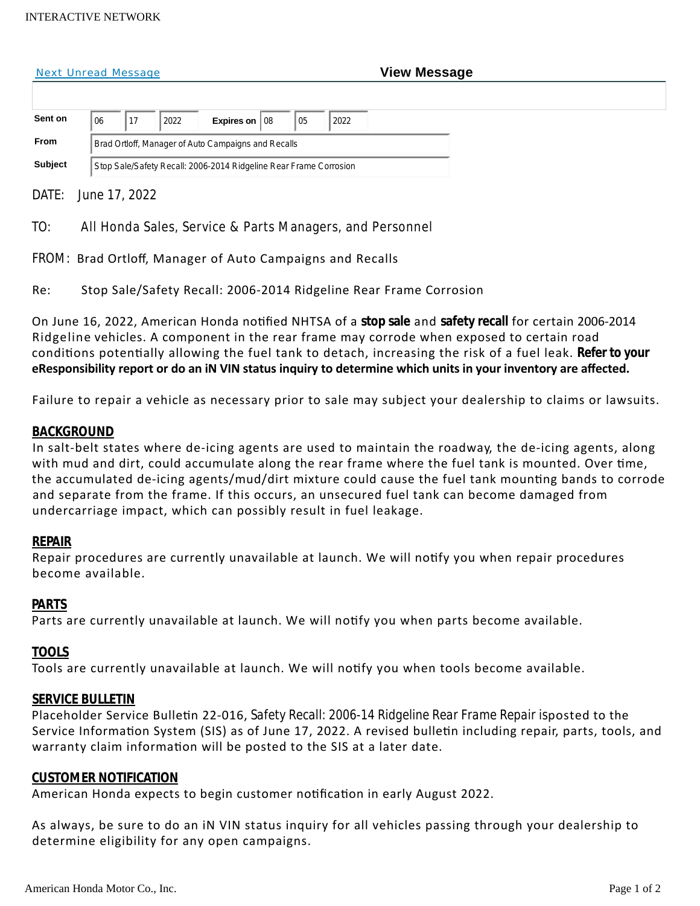INTERACTIVE NETWORK

Next Unread Message

**View Message**

| | | | | | | | |
|---|---|---|---|---|---|---|---|
| **Sent on** | 06 | 17 | 2022 | **Expires on** | 08 | 05 | 2022 |
| **From** | Brad Ortloff, Manager of Auto Campaigns and Recalls | | | | | | |
| **Subject** | Stop Sale/Safety Recall: 2006-2014 Ridgeline Rear Frame Corrosion | | | | | | |

DATE: June 17, 2022

TO: All Honda Sales, Service & Parts Managers, and Personnel

FROM: Brad Ortloff, Manager of Auto Campaigns and Recalls

Re: Stop Sale/Safety Recall: 2006-2014 Ridgeline Rear Frame Corrosion

On June 16, 2022, American Honda notified NHTSA of a **stop sale** and **safety recall** for certain 2006-2014 Ridgeline vehicles. A component in the rear frame may corrode when exposed to certain road conditions potentially allowing the fuel tank to detach, increasing the risk of a fuel leak. **Refer to your eResponsibility report or do an iN VIN status inquiry to determine which units in your inventory are affected.**

Failure to repair a vehicle as necessary prior to sale may subject your dealership to claims or lawsuits.

## BACKGROUND

In salt-belt states where de-icing agents are used to maintain the roadway, the de-icing agents, along with mud and dirt, could accumulate along the rear frame where the fuel tank is mounted. Over time, the accumulated de-icing agents/mud/dirt mixture could cause the fuel tank mounting bands to corrode and separate from the frame. If this occurs, an unsecured fuel tank can become damaged from undercarriage impact, which can possibly result in fuel leakage.

## REPAIR

Repair procedures are currently unavailable at launch. We will notify you when repair procedures become available.

## PARTS

Parts are currently unavailable at launch. We will notify you when parts become available.

## TOOLS

Tools are currently unavailable at launch. We will notify you when tools become available.

## SERVICE BULLETIN

Placeholder Service Bulletin 22-016, Safety Recall: 2006-14 Ridgeline Rear Frame Repair isposted to the Service Information System (SIS) as of June 17, 2022. A revised bulletin including repair, parts, tools, and warranty claim information will be posted to the SIS at a later date.

## CUSTOMER NOTIFICATION

American Honda expects to begin customer notification in early August 2022.

As always, be sure to do an iN VIN status inquiry for all vehicles passing through your dealership to determine eligibility for any open campaigns.